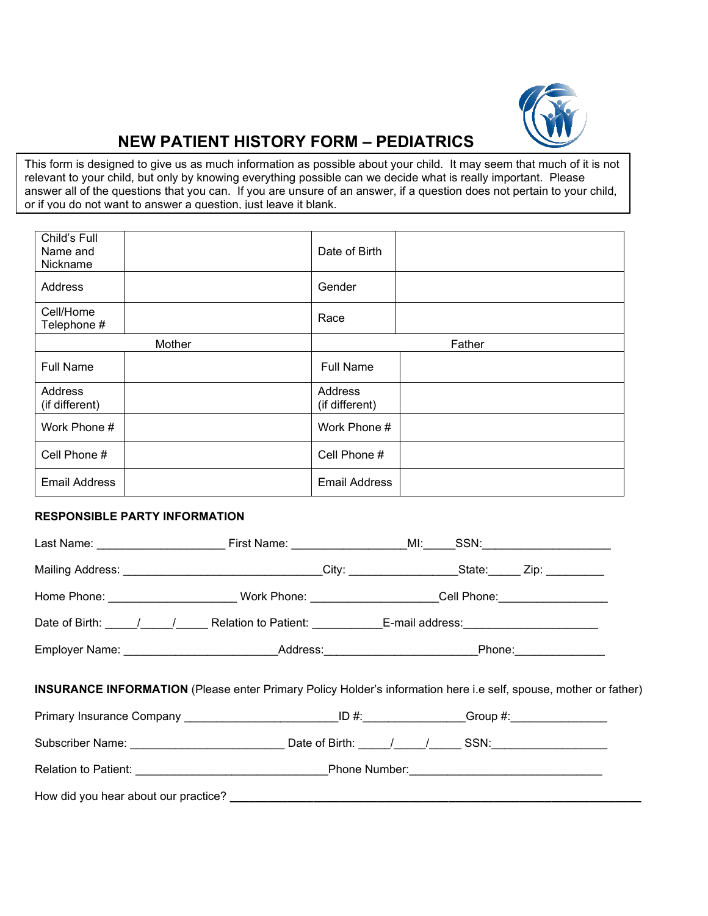# NEW PATIENT HISTORY FORM – PEDIATRICS

This form is designed to give us as much information as possible about your child. It may seem that much of it is not relevant to your child, but only by knowing everything possible can we decide what is really important. Please answer all of the questions that you can. If you are unsure of an answer, if a question does not pertain to your child, or if you do not want to answer a question, just leave it blank.

| Child's Full Name and Nickname | | Date of Birth | |
|---|---|---|---|
| Address | | Gender | |
| Cell/Home Telephone # | | Race | |
| Mother | | Father | |
| Full Name | | Full Name | |
| Address (if different) | | Address (if different) | |
| Work Phone # | | Work Phone # | |
| Cell Phone # | | Cell Phone # | |
| Email Address | | Email Address | |

**RESPONSIBLE PARTY INFORMATION**

Last Name: ____________________ First Name: __________________MI:_____SSN:____________________

Mailing Address: ______________________________City: ________________State:_____ Zip: _________

Home Phone: ___________________ Work Phone: ___________________Cell Phone:________________

Date of Birth: _____/_____/_____ Relation to Patient: ___________E-mail address:____________________

Employer Name: _______________________Address:_______________________Phone:______________

**INSURANCE INFORMATION** (Please enter Primary Policy Holder's information here i.e self, spouse, mother or father)

Primary Insurance Company _______________________ID #:_______________Group #:_______________

Subscriber Name: _______________________ Date of Birth: _____/_____/_____ SSN:__________________

Relation to Patient: _____________________________Phone Number:_____________________________

How did you hear about our practice? _______________________________________________________________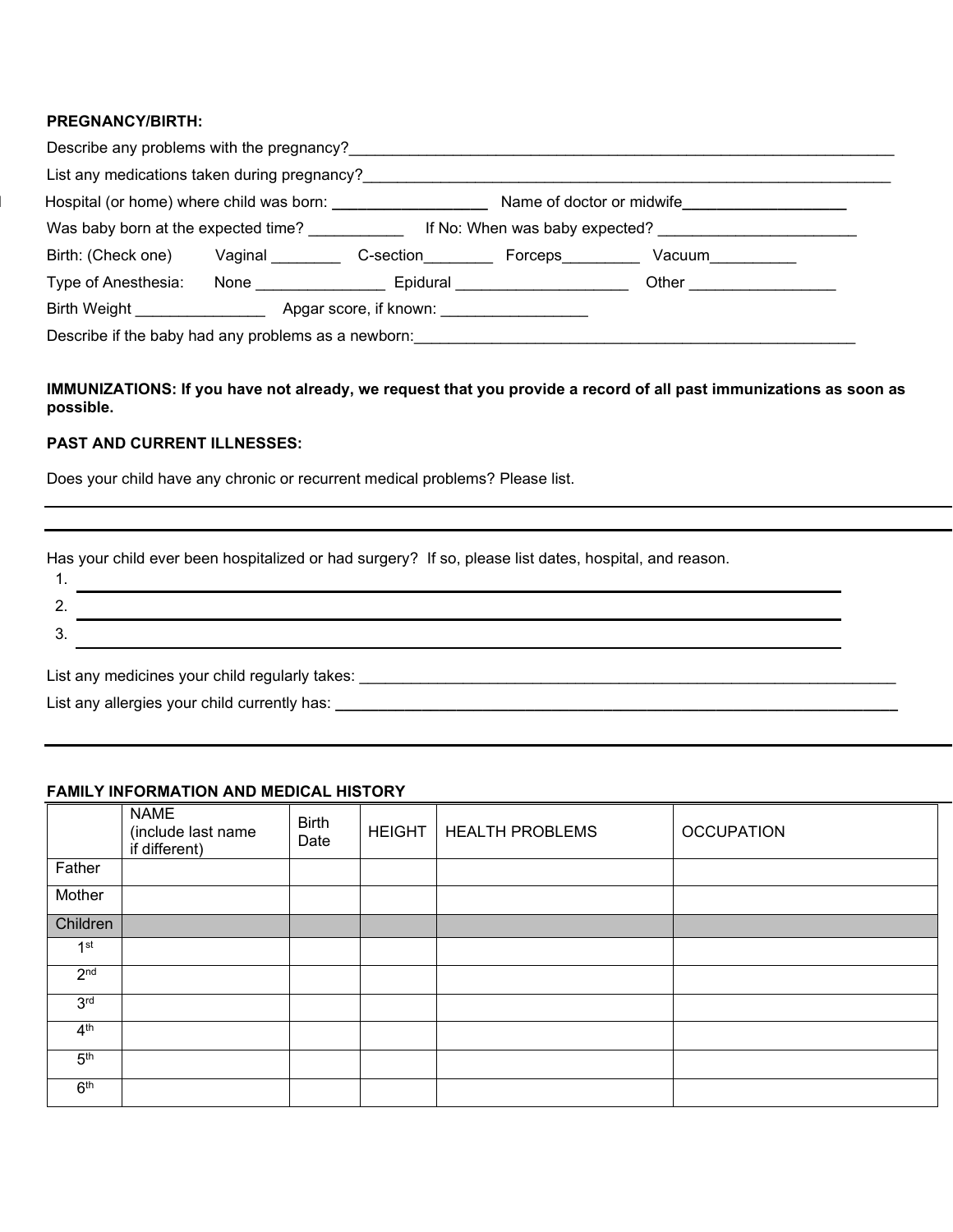**PREGNANCY/BIRTH:**

Describe any problems with the pregnancy?_______________________________________________

List any medications taken during pregnancy?_______________________________________________

Hospital (or home) where child was born: __________________ Name of doctor or midwife___________________

Was baby born at the expected time? ___________ If No: When was baby expected? _______________________

Birth: (Check one) Vaginal ________ C-section________ Forceps_________ Vacuum__________

Type of Anesthesia: None _______________ Epidural ____________________ Other _________________

Birth Weight _______________ Apgar score, if known: _________________

Describe if the baby had any problems as a newborn:_______________________________________________

**IMMUNIZATIONS: If you have not already, we request that you provide a record of all past immunizations as soon as possible.**

**PAST AND CURRENT ILLNESSES:**

Does your child have any chronic or recurrent medical problems? Please list.

_______________________________________________

_______________________________________________

Has your child ever been hospitalized or had surgery? If so, please list dates, hospital, and reason.

1. _______________________________________________
2. _______________________________________________
3. _______________________________________________

List any medicines your child regularly takes: _______________________________________________

List any allergies your child currently has: _______________________________________________

_______________________________________________

**FAMILY INFORMATION AND MEDICAL HISTORY**

| | NAME (include last name if different) | Birth Date | HEIGHT | HEALTH PROBLEMS | OCCUPATION |
|---|---|---|---|---|---|
| Father | | | | | |
| Mother | | | | | |
| Children | | | | | |
| 1st | | | | | |
| 2nd | | | | | |
| 3rd | | | | | |
| 4th | | | | | |
| 5th | | | | | |
| 6th | | | | | |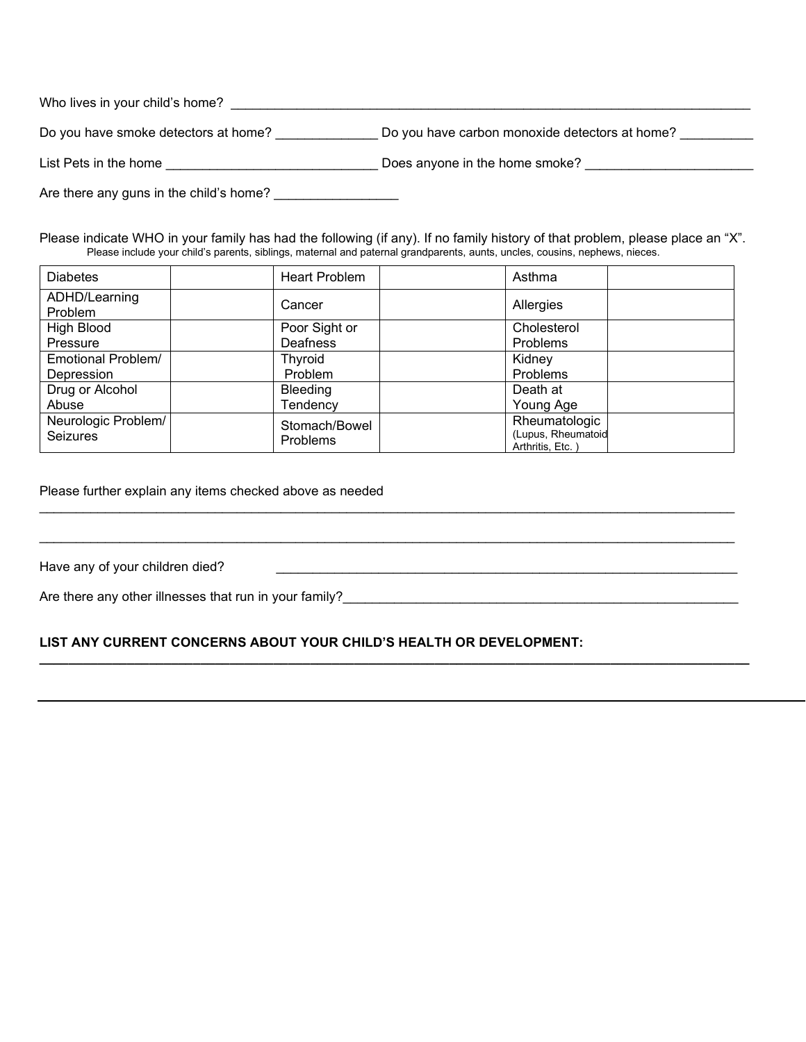Who lives in your child's home? ___________________________________________________________________________

Do you have smoke detectors at home? ______________ Do you have carbon monoxide detectors at home? __________

List Pets in the home _____________________________ Does anyone in the home smoke? _______________________

Are there any guns in the child's home? ________________

Please indicate WHO in your family has had the following (if any). If no family history of that problem, please place an "X".
Please include your child's parents, siblings, maternal and paternal grandparents, aunts, uncles, cousins, nephews, nieces.

| Diabetes | | Heart Problem | | Asthma | |
|---|---|---|---|---|---|
| ADHD/Learning Problem | | Cancer | | Allergies | |
| High Blood Pressure | | Poor Sight or Deafness | | Cholesterol Problems | |
| Emotional Problem/ Depression | | Thyroid Problem | | Kidney Problems | |
| Drug or Alcohol Abuse | | Bleeding Tendency | | Death at Young Age | |
| Neurologic Problem/ Seizures | | Stomach/Bowel Problems | | Rheumatologic (Lupus, Rheumatoid Arthritis, Etc. ) | |

Please further explain any items checked above as needed
____________________________________________________________________________________________________

____________________________________________________________________________________________________

Have any of your children died? ________________________________________________________________

Are there any other illnesses that run in your family?_________________________________________________________

**LIST ANY CURRENT CONCERNS ABOUT YOUR CHILD'S HEALTH OR DEVELOPMENT:**
____________________________________________________________________________________________________

____________________________________________________________________________________________________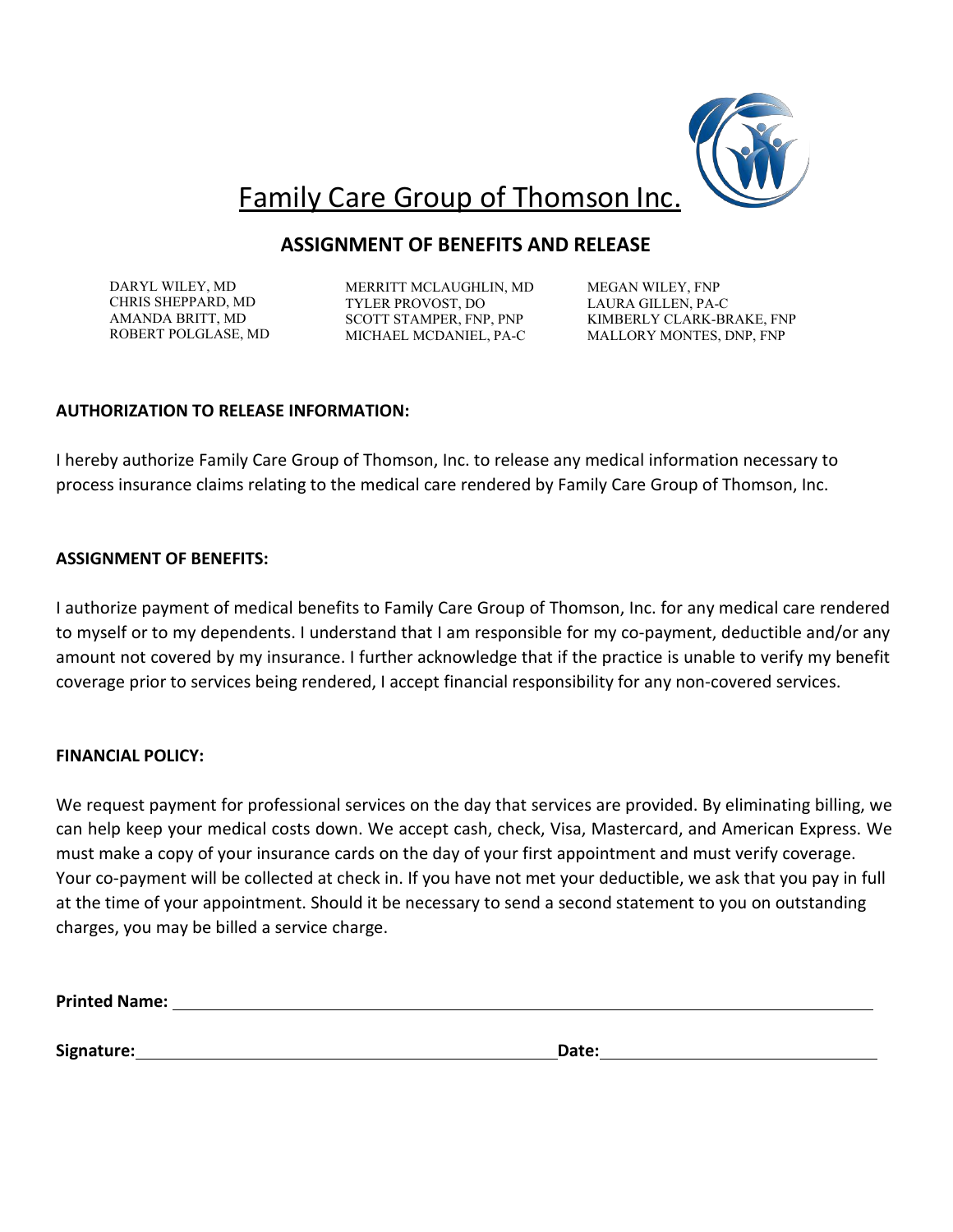# Family Care Group of Thomson Inc.

## ASSIGNMENT OF BENEFITS AND RELEASE

DARYL WILEY, MD
CHRIS SHEPPARD, MD
AMANDA BRITT, MD
ROBERT POLGLASE, MD

MERRITT MCLAUGHLIN, MD
TYLER PROVOST, DO
SCOTT STAMPER, FNP, PNP
MICHAEL MCDANIEL, PA-C

MEGAN WILEY, FNP
LAURA GILLEN, PA-C
KIMBERLY CLARK-BRAKE, FNP
MALLORY MONTES, DNP, FNP

**AUTHORIZATION TO RELEASE INFORMATION:**

I hereby authorize Family Care Group of Thomson, Inc. to release any medical information necessary to process insurance claims relating to the medical care rendered by Family Care Group of Thomson, Inc.

**ASSIGNMENT OF BENEFITS:**

I authorize payment of medical benefits to Family Care Group of Thomson, Inc. for any medical care rendered to myself or to my dependents. I understand that I am responsible for my co-payment, deductible and/or any amount not covered by my insurance. I further acknowledge that if the practice is unable to verify my benefit coverage prior to services being rendered, I accept financial responsibility for any non-covered services.

**FINANCIAL POLICY:**

We request payment for professional services on the day that services are provided. By eliminating billing, we can help keep your medical costs down. We accept cash, check, Visa, Mastercard, and American Express. We must make a copy of your insurance cards on the day of your first appointment and must verify coverage. Your co-payment will be collected at check in. If you have not met your deductible, we ask that you pay in full at the time of your appointment. Should it be necessary to send a second statement to you on outstanding charges, you may be billed a service charge.

**Printed Name:** ______________________________________________

**Signature:** ______________________________ **Date:** ____________________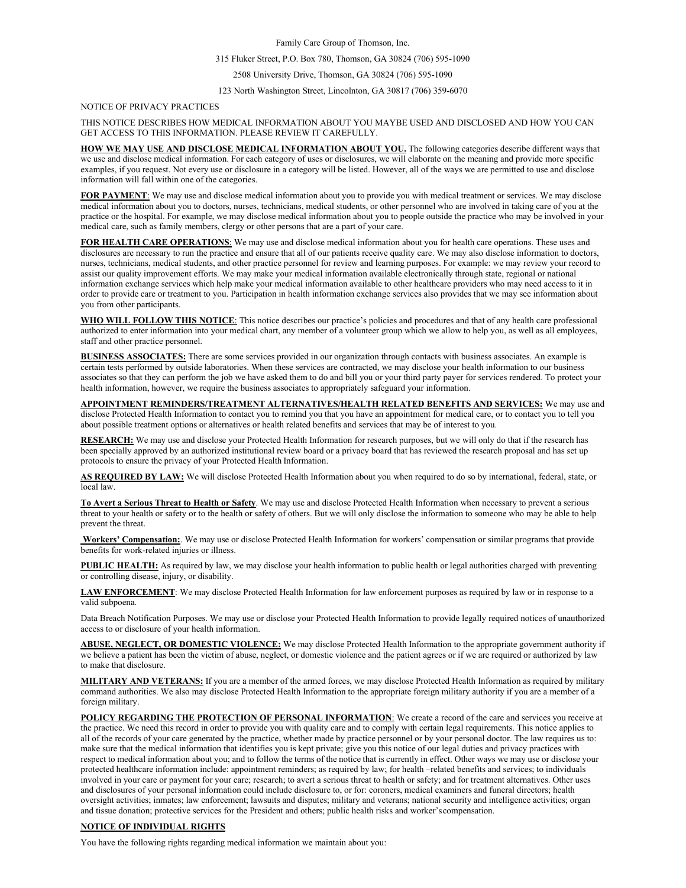Family Care Group of Thomson, Inc.

315 Fluker Street, P.O. Box 780, Thomson, GA 30824 (706) 595-1090

2508 University Drive, Thomson, GA 30824 (706) 595-1090

123 North Washington Street, Lincolnton, GA 30817 (706) 359-6070

NOTICE OF PRIVACY PRACTICES

THIS NOTICE DESCRIBES HOW MEDICAL INFORMATION ABOUT YOU MAYBE USED AND DISCLOSED AND HOW YOU CAN GET ACCESS TO THIS INFORMATION. PLEASE REVIEW IT CAREFULLY.

**HOW WE MAY USE AND DISCLOSE MEDICAL INFORMATION ABOUT YOU.** The following categories describe different ways that we use and disclose medical information. For each category of uses or disclosures, we will elaborate on the meaning and provide more specific examples, if you request. Not every use or disclosure in a category will be listed. However, all of the ways we are permitted to use and disclose information will fall within one of the categories.

**FOR PAYMENT**: We may use and disclose medical information about you to provide you with medical treatment or services. We may disclose medical information about you to doctors, nurses, technicians, medical students, or other personnel who are involved in taking care of you at the practice or the hospital. For example, we may disclose medical information about you to people outside the practice who may be involved in your medical care, such as family members, clergy or other persons that are a part of your care.

**FOR HEALTH CARE OPERATIONS**: We may use and disclose medical information about you for health care operations. These uses and disclosures are necessary to run the practice and ensure that all of our patients receive quality care. We may also disclose information to doctors, nurses, technicians, medical students, and other practice personnel for review and learning purposes. For example: we may review your record to assist our quality improvement efforts. We may make your medical information available electronically through state, regional or national information exchange services which help make your medical information available to other healthcare providers who may need access to it in order to provide care or treatment to you. Participation in health information exchange services also provides that we may see information about you from other participants.

**WHO WILL FOLLOW THIS NOTICE**: This notice describes our practice's policies and procedures and that of any health care professional authorized to enter information into your medical chart, any member of a volunteer group which we allow to help you, as well as all employees, staff and other practice personnel.

**BUSINESS ASSOCIATES:** There are some services provided in our organization through contacts with business associates. An example is certain tests performed by outside laboratories. When these services are contracted, we may disclose your health information to our business associates so that they can perform the job we have asked them to do and bill you or your third party payer for services rendered. To protect your health information, however, we require the business associates to appropriately safeguard your information.

**APPOINTMENT REMINDERS/TREATMENT ALTERNATIVES/HEALTH RELATED BENEFITS AND SERVICES:** We may use and disclose Protected Health Information to contact you to remind you that you have an appointment for medical care, or to contact you to tell you about possible treatment options or alternatives or health related benefits and services that may be of interest to you.

**RESEARCH:** We may use and disclose your Protected Health Information for research purposes, but we will only do that if the research has been specially approved by an authorized institutional review board or a privacy board that has reviewed the research proposal and has set up protocols to ensure the privacy of your Protected Health Information.

**AS REQUIRED BY LAW:** We will disclose Protected Health Information about you when required to do so by international, federal, state, or local law.

**To Avert a Serious Threat to Health or Safety**. We may use and disclose Protected Health Information when necessary to prevent a serious threat to your health or safety or to the health or safety of others. But we will only disclose the information to someone who may be able to help prevent the threat.

**Workers' Compensation:**. We may use or disclose Protected Health Information for workers' compensation or similar programs that provide benefits for work-related injuries or illness.

**PUBLIC HEALTH:** As required by law, we may disclose your health information to public health or legal authorities charged with preventing or controlling disease, injury, or disability.

**LAW ENFORCEMENT**: We may disclose Protected Health Information for law enforcement purposes as required by law or in response to a valid subpoena.

Data Breach Notification Purposes. We may use or disclose your Protected Health Information to provide legally required notices of unauthorized access to or disclosure of your health information.

**ABUSE, NEGLECT, OR DOMESTIC VIOLENCE:** We may disclose Protected Health Information to the appropriate government authority if we believe a patient has been the victim of abuse, neglect, or domestic violence and the patient agrees or if we are required or authorized by law to make that disclosure.

**MILITARY AND VETERANS:** If you are a member of the armed forces, we may disclose Protected Health Information as required by military command authorities. We also may disclose Protected Health Information to the appropriate foreign military authority if you are a member of a foreign military.

**POLICY REGARDING THE PROTECTION OF PERSONAL INFORMATION**: We create a record of the care and services you receive at the practice. We need this record in order to provide you with quality care and to comply with certain legal requirements. This notice applies to all of the records of your care generated by the practice, whether made by practice personnel or by your personal doctor. The law requires us to: make sure that the medical information that identifies you is kept private; give you this notice of our legal duties and privacy practices with respect to medical information about you; and to follow the terms of the notice that is currently in effect. Other ways we may use or disclose your protected healthcare information include: appointment reminders; as required by law; for health –related benefits and services; to individuals involved in your care or payment for your care; research; to avert a serious threat to health or safety; and for treatment alternatives. Other uses and disclosures of your personal information could include disclosure to, or for: coroners, medical examiners and funeral directors; health oversight activities; inmates; law enforcement; lawsuits and disputes; military and veterans; national security and intelligence activities; organ and tissue donation; protective services for the President and others; public health risks and worker's compensation.

**NOTICE OF INDIVIDUAL RIGHTS**

You have the following rights regarding medical information we maintain about you: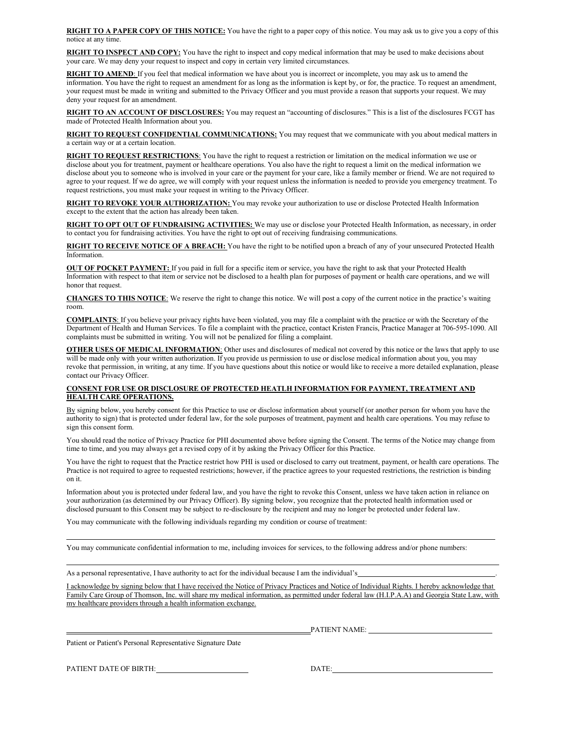**RIGHT TO A PAPER COPY OF THIS NOTICE:** You have the right to a paper copy of this notice. You may ask us to give you a copy of this notice at any time.

**RIGHT TO INSPECT AND COPY:** You have the right to inspect and copy medical information that may be used to make decisions about your care. We may deny your request to inspect and copy in certain very limited circumstances.

**RIGHT TO AMEND**: If you feel that medical information we have about you is incorrect or incomplete, you may ask us to amend the information. You have the right to request an amendment for as long as the information is kept by, or for, the practice. To request an amendment, your request must be made in writing and submitted to the Privacy Officer and you must provide a reason that supports your request. We may deny your request for an amendment.

**RIGHT TO AN ACCOUNT OF DISCLOSURES:** You may request an "accounting of disclosures." This is a list of the disclosures FCGT has made of Protected Health Information about you.

**RIGHT TO REQUEST CONFIDENTIAL COMMUNICATIONS:** You may request that we communicate with you about medical matters in a certain way or at a certain location.

**RIGHT TO REQUEST RESTRICTIONS**: You have the right to request a restriction or limitation on the medical information we use or disclose about you for treatment, payment or healthcare operations. You also have the right to request a limit on the medical information we disclose about you to someone who is involved in your care or the payment for your care, like a family member or friend. We are not required to agree to your request. If we do agree, we will comply with your request unless the information is needed to provide you emergency treatment. To request restrictions, you must make your request in writing to the Privacy Officer.

**RIGHT TO REVOKE YOUR AUTHORIZATION:** You may revoke your authorization to use or disclose Protected Health Information except to the extent that the action has already been taken.

**RIGHT TO OPT OUT OF FUNDRAISING ACTIVITIES:** We may use or disclose your Protected Health Information, as necessary, in order to contact you for fundraising activities. You have the right to opt out of receiving fundraising communications.

**RIGHT TO RECEIVE NOTICE OF A BREACH:** You have the right to be notified upon a breach of any of your unsecured Protected Health Information.

**OUT OF POCKET PAYMENT:** If you paid in full for a specific item or service, you have the right to ask that your Protected Health Information with respect to that item or service not be disclosed to a health plan for purposes of payment or health care operations, and we will honor that request.

**CHANGES TO THIS NOTICE**: We reserve the right to change this notice. We will post a copy of the current notice in the practice's waiting room.

**COMPLAINTS**: If you believe your privacy rights have been violated, you may file a complaint with the practice or with the Secretary of the Department of Health and Human Services. To file a complaint with the practice, contact Kristen Francis, Practice Manager at 706-595-1090. All complaints must be submitted in writing. You will not be penalized for filing a complaint.

**OTHER USES OF MEDICAL INFORMATION**: Other uses and disclosures of medical not covered by this notice or the laws that apply to use will be made only with your written authorization. If you provide us permission to use or disclose medical information about you, you may revoke that permission, in writing, at any time. If you have questions about this notice or would like to receive a more detailed explanation, please contact our Privacy Officer.

**CONSENT FOR USE OR DISCLOSURE OF PROTECTED HEATLH INFORMATION FOR PAYMENT, TREATMENT AND HEALTH CARE OPERATIONS.**

By signing below, you hereby consent for this Practice to use or disclose information about yourself (or another person for whom you have the authority to sign) that is protected under federal law, for the sole purposes of treatment, payment and health care operations. You may refuse to sign this consent form.

You should read the notice of Privacy Practice for PHI documented above before signing the Consent. The terms of the Notice may change from time to time, and you may always get a revised copy of it by asking the Privacy Officer for this Practice.

You have the right to request that the Practice restrict how PHI is used or disclosed to carry out treatment, payment, or health care operations. The Practice is not required to agree to requested restrictions; however, if the practice agrees to your requested restrictions, the restriction is binding on it.

Information about you is protected under federal law, and you have the right to revoke this Consent, unless we have taken action in reliance on your authorization (as determined by our Privacy Officer). By signing below, you recognize that the protected health information used or disclosed pursuant to this Consent may be subject to re-disclosure by the recipient and may no longer be protected under federal law.

You may communicate with the following individuals regarding my condition or course of treatment:

______________________________________________________________________________

You may communicate confidential information to me, including invoices for services, to the following address and/or phone numbers:

______________________________________________________________________________

As a personal representative, I have authority to act for the individual because I am the individual's______________________________.

I acknowledge by signing below that I have received the Notice of Privacy Practices and Notice of Individual Rights. I hereby acknowledge that Family Care Group of Thomson, Inc. will share my medical information, as permitted under federal law (H.I.P.A.A) and Georgia State Law, with my healthcare providers through a health information exchange.

______________________________________________ PATIENT NAME: ______________________

Patient or Patient's Personal Representative Signature Date

PATIENT DATE OF BIRTH:____________________ DATE:______________________________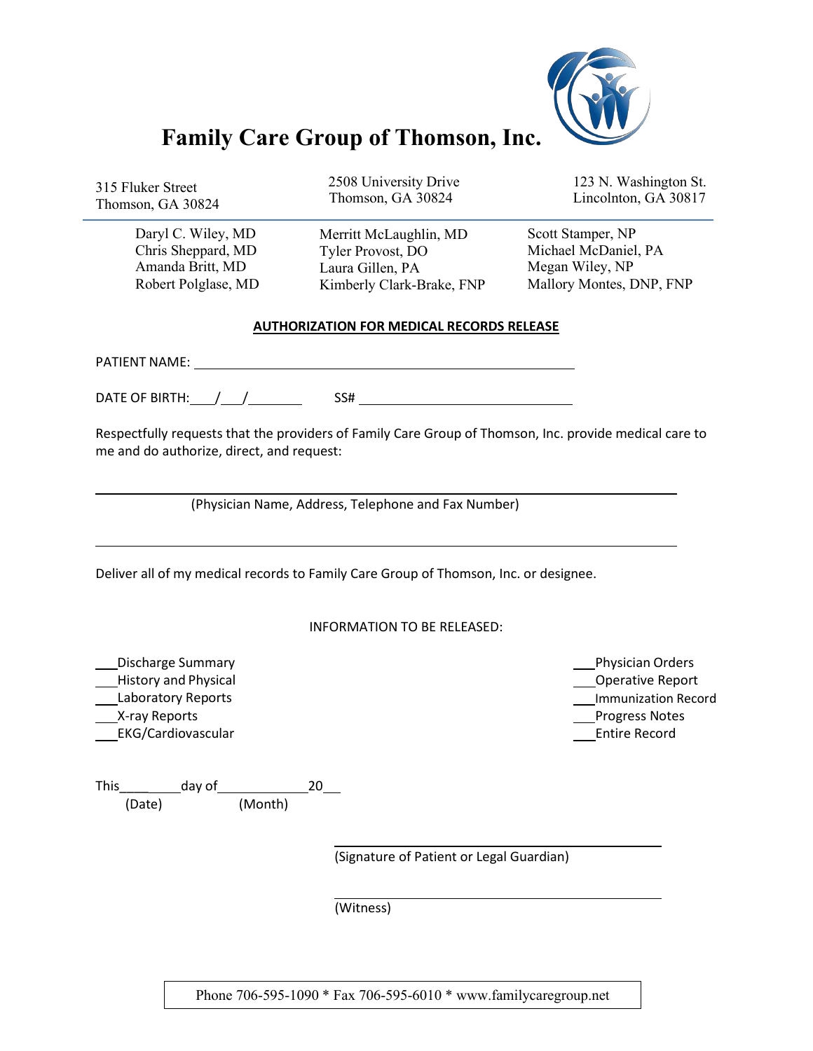# Family Care Group of Thomson, Inc.

315 Fluker Street
Thomson, GA 30824

2508 University Drive
Thomson, GA 30824

123 N. Washington St.
Lincolnton, GA 30817

Daryl C. Wiley, MD
Chris Sheppard, MD
Amanda Britt, MD
Robert Polglase, MD

Merritt McLaughlin, MD
Tyler Provost, DO
Laura Gillen, PA
Kimberly Clark-Brake, FNP

Scott Stamper, NP
Michael McDaniel, PA
Megan Wiley, NP
Mallory Montes, DNP, FNP

## AUTHORIZATION FOR MEDICAL RECORDS RELEASE

PATIENT NAME: ______________________________________________

DATE OF BIRTH: ___/___/_______ SS# ___________________________

Respectfully requests that the providers of Family Care Group of Thomson, Inc. provide medical care to me and do authorize, direct, and request:

______________________________________________________________
(Physician Name, Address, Telephone and Fax Number)

______________________________________________________________

Deliver all of my medical records to Family Care Group of Thomson, Inc. or designee.

INFORMATION TO BE RELEASED:

___Discharge Summary
___History and Physical
___Laboratory Reports
___X-ray Reports
___EKG/Cardiovascular

___Physician Orders
___Operative Report
___Immunization Record
___Progress Notes
___Entire Record

This_________day of____________20___
(Date) (Month)

______________________________________
(Signature of Patient or Legal Guardian)

______________________________________
(Witness)

Phone 706-595-1090 * Fax 706-595-6010 * www.familycaregroup.net